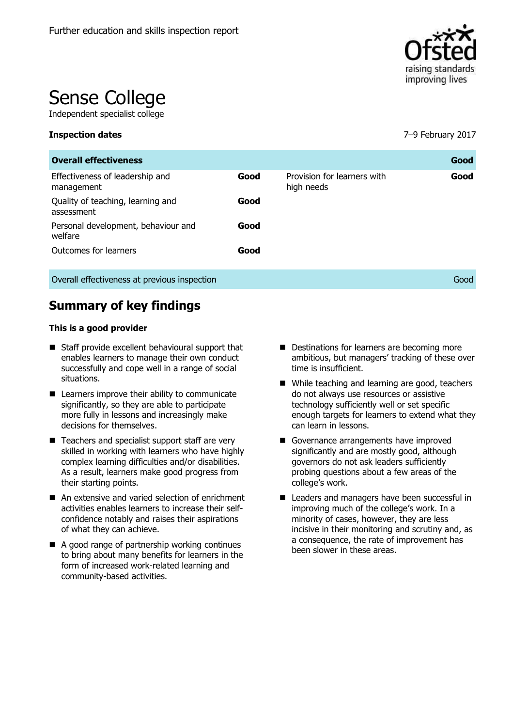Further education and skills inspection report

# Sense College

Independent specialist college

**Inspection dates** 7–9 February 2017

| **Overall effectiveness** | | | **Good** |
|---|---|---|---|
| Effectiveness of leadership and management | **Good** | Provision for learners with high needs | **Good** |
| Quality of teaching, learning and assessment | **Good** | | |
| Personal development, behaviour and welfare | **Good** | | |
| Outcomes for learners | **Good** | | |
| Overall effectiveness at previous inspection | | | Good |

## Summary of key findings

**This is a good provider**

- Staff provide excellent behavioural support that enables learners to manage their own conduct successfully and cope well in a range of social situations.
- Learners improve their ability to communicate significantly, so they are able to participate more fully in lessons and increasingly make decisions for themselves.
- Teachers and specialist support staff are very skilled in working with learners who have highly complex learning difficulties and/or disabilities. As a result, learners make good progress from their starting points.
- An extensive and varied selection of enrichment activities enables learners to increase their self-confidence notably and raises their aspirations of what they can achieve.
- A good range of partnership working continues to bring about many benefits for learners in the form of increased work-related learning and community-based activities.
- Destinations for learners are becoming more ambitious, but managers' tracking of these over time is insufficient.
- While teaching and learning are good, teachers do not always use resources or assistive technology sufficiently well or set specific enough targets for learners to extend what they can learn in lessons.
- Governance arrangements have improved significantly and are mostly good, although governors do not ask leaders sufficiently probing questions about a few areas of the college's work.
- Leaders and managers have been successful in improving much of the college's work. In a minority of cases, however, they are less incisive in their monitoring and scrutiny and, as a consequence, the rate of improvement has been slower in these areas.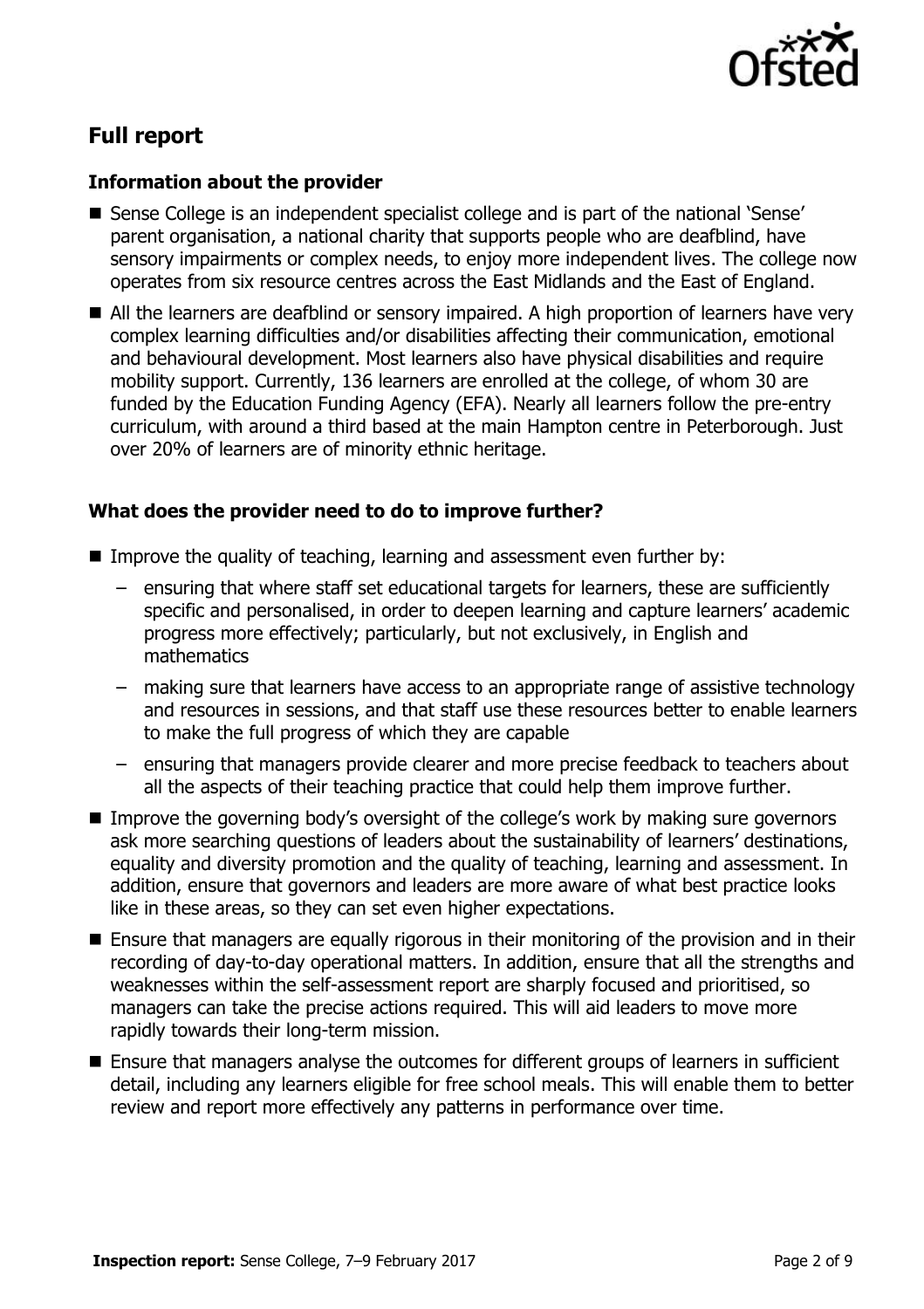## Full report

### Information about the provider

- Sense College is an independent specialist college and is part of the national 'Sense' parent organisation, a national charity that supports people who are deafblind, have sensory impairments or complex needs, to enjoy more independent lives. The college now operates from six resource centres across the East Midlands and the East of England.
- All the learners are deafblind or sensory impaired. A high proportion of learners have very complex learning difficulties and/or disabilities affecting their communication, emotional and behavioural development. Most learners also have physical disabilities and require mobility support. Currently, 136 learners are enrolled at the college, of whom 30 are funded by the Education Funding Agency (EFA). Nearly all learners follow the pre-entry curriculum, with around a third based at the main Hampton centre in Peterborough. Just over 20% of learners are of minority ethnic heritage.

### What does the provider need to do to improve further?

- Improve the quality of teaching, learning and assessment even further by:
  - ensuring that where staff set educational targets for learners, these are sufficiently specific and personalised, in order to deepen learning and capture learners' academic progress more effectively; particularly, but not exclusively, in English and mathematics
  - making sure that learners have access to an appropriate range of assistive technology and resources in sessions, and that staff use these resources better to enable learners to make the full progress of which they are capable
  - ensuring that managers provide clearer and more precise feedback to teachers about all the aspects of their teaching practice that could help them improve further.
- Improve the governing body's oversight of the college's work by making sure governors ask more searching questions of leaders about the sustainability of learners' destinations, equality and diversity promotion and the quality of teaching, learning and assessment. In addition, ensure that governors and leaders are more aware of what best practice looks like in these areas, so they can set even higher expectations.
- Ensure that managers are equally rigorous in their monitoring of the provision and in their recording of day-to-day operational matters. In addition, ensure that all the strengths and weaknesses within the self-assessment report are sharply focused and prioritised, so managers can take the precise actions required. This will aid leaders to move more rapidly towards their long-term mission.
- Ensure that managers analyse the outcomes for different groups of learners in sufficient detail, including any learners eligible for free school meals. This will enable them to better review and report more effectively any patterns in performance over time.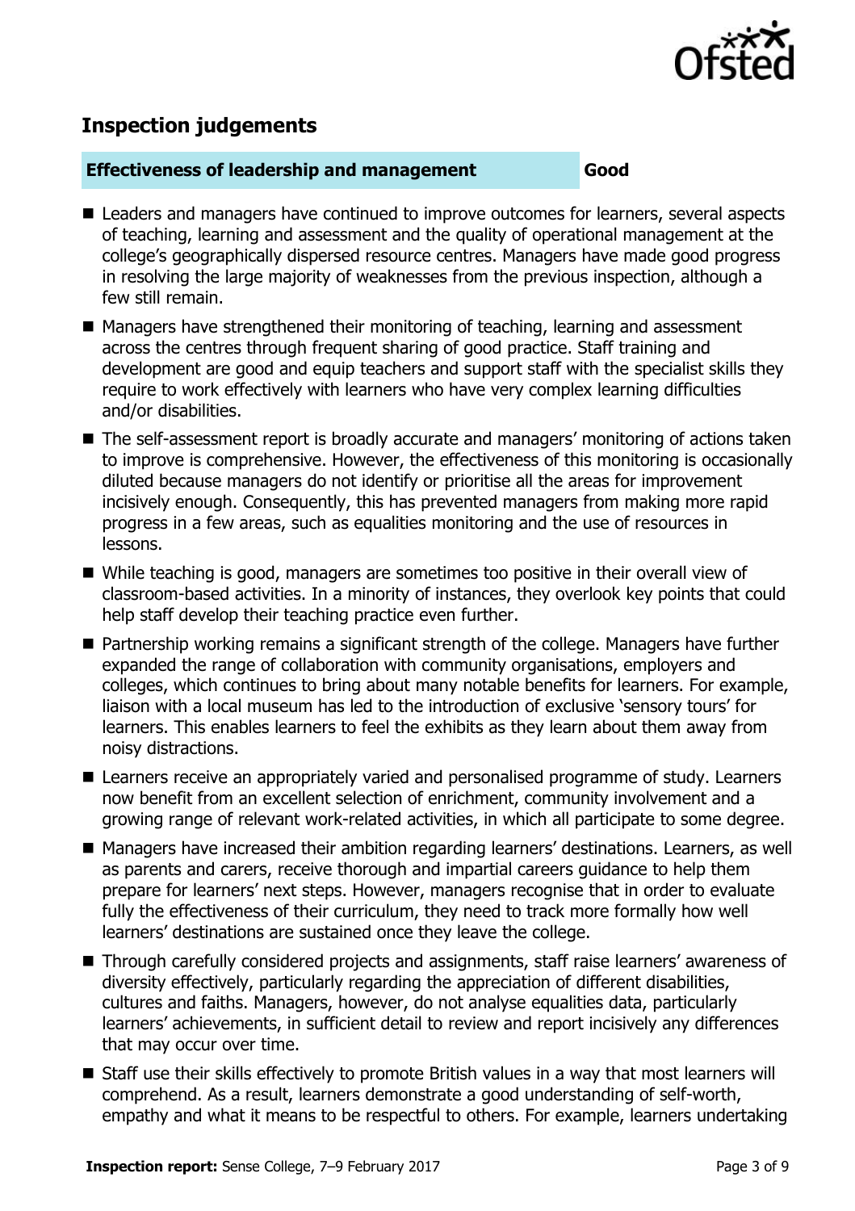## Inspection judgements

| **Effectiveness of leadership and management** | **Good** |
| --- | --- |

- Leaders and managers have continued to improve outcomes for learners, several aspects of teaching, learning and assessment and the quality of operational management at the college's geographically dispersed resource centres. Managers have made good progress in resolving the large majority of weaknesses from the previous inspection, although a few still remain.
- Managers have strengthened their monitoring of teaching, learning and assessment across the centres through frequent sharing of good practice. Staff training and development are good and equip teachers and support staff with the specialist skills they require to work effectively with learners who have very complex learning difficulties and/or disabilities.
- The self-assessment report is broadly accurate and managers' monitoring of actions taken to improve is comprehensive. However, the effectiveness of this monitoring is occasionally diluted because managers do not identify or prioritise all the areas for improvement incisively enough. Consequently, this has prevented managers from making more rapid progress in a few areas, such as equalities monitoring and the use of resources in lessons.
- While teaching is good, managers are sometimes too positive in their overall view of classroom-based activities. In a minority of instances, they overlook key points that could help staff develop their teaching practice even further.
- Partnership working remains a significant strength of the college. Managers have further expanded the range of collaboration with community organisations, employers and colleges, which continues to bring about many notable benefits for learners. For example, liaison with a local museum has led to the introduction of exclusive 'sensory tours' for learners. This enables learners to feel the exhibits as they learn about them away from noisy distractions.
- Learners receive an appropriately varied and personalised programme of study. Learners now benefit from an excellent selection of enrichment, community involvement and a growing range of relevant work-related activities, in which all participate to some degree.
- Managers have increased their ambition regarding learners' destinations. Learners, as well as parents and carers, receive thorough and impartial careers guidance to help them prepare for learners' next steps. However, managers recognise that in order to evaluate fully the effectiveness of their curriculum, they need to track more formally how well learners' destinations are sustained once they leave the college.
- Through carefully considered projects and assignments, staff raise learners' awareness of diversity effectively, particularly regarding the appreciation of different disabilities, cultures and faiths. Managers, however, do not analyse equalities data, particularly learners' achievements, in sufficient detail to review and report incisively any differences that may occur over time.
- Staff use their skills effectively to promote British values in a way that most learners will comprehend. As a result, learners demonstrate a good understanding of self-worth, empathy and what it means to be respectful to others. For example, learners undertaking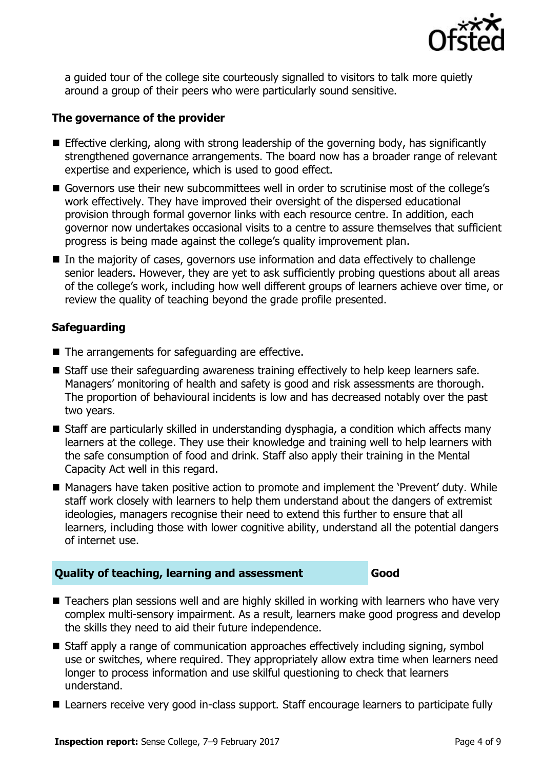a guided tour of the college site courteously signalled to visitors to talk more quietly around a group of their peers who were particularly sound sensitive.

### The governance of the provider

- Effective clerking, along with strong leadership of the governing body, has significantly strengthened governance arrangements. The board now has a broader range of relevant expertise and experience, which is used to good effect.
- Governors use their new subcommittees well in order to scrutinise most of the college's work effectively. They have improved their oversight of the dispersed educational provision through formal governor links with each resource centre. In addition, each governor now undertakes occasional visits to a centre to assure themselves that sufficient progress is being made against the college's quality improvement plan.
- In the majority of cases, governors use information and data effectively to challenge senior leaders. However, they are yet to ask sufficiently probing questions about all areas of the college's work, including how well different groups of learners achieve over time, or review the quality of teaching beyond the grade profile presented.

### Safeguarding

- The arrangements for safeguarding are effective.
- Staff use their safeguarding awareness training effectively to help keep learners safe. Managers' monitoring of health and safety is good and risk assessments are thorough. The proportion of behavioural incidents is low and has decreased notably over the past two years.
- Staff are particularly skilled in understanding dysphagia, a condition which affects many learners at the college. They use their knowledge and training well to help learners with the safe consumption of food and drink. Staff also apply their training in the Mental Capacity Act well in this regard.
- Managers have taken positive action to promote and implement the 'Prevent' duty. While staff work closely with learners to help them understand about the dangers of extremist ideologies, managers recognise their need to extend this further to ensure that all learners, including those with lower cognitive ability, understand all the potential dangers of internet use.

## Quality of teaching, learning and assessment — Good

- Teachers plan sessions well and are highly skilled in working with learners who have very complex multi-sensory impairment. As a result, learners make good progress and develop the skills they need to aid their future independence.
- Staff apply a range of communication approaches effectively including signing, symbol use or switches, where required. They appropriately allow extra time when learners need longer to process information and use skilful questioning to check that learners understand.
- Learners receive very good in-class support. Staff encourage learners to participate fully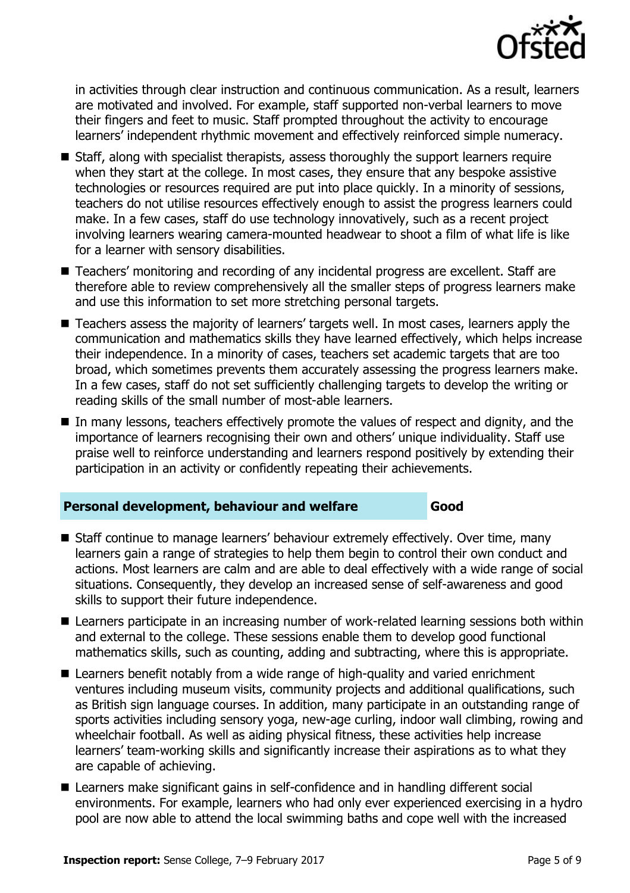in activities through clear instruction and continuous communication. As a result, learners are motivated and involved. For example, staff supported non-verbal learners to move their fingers and feet to music. Staff prompted throughout the activity to encourage learners' independent rhythmic movement and effectively reinforced simple numeracy.

- Staff, along with specialist therapists, assess thoroughly the support learners require when they start at the college. In most cases, they ensure that any bespoke assistive technologies or resources required are put into place quickly. In a minority of sessions, teachers do not utilise resources effectively enough to assist the progress learners could make. In a few cases, staff do use technology innovatively, such as a recent project involving learners wearing camera-mounted headwear to shoot a film of what life is like for a learner with sensory disabilities.
- Teachers' monitoring and recording of any incidental progress are excellent. Staff are therefore able to review comprehensively all the smaller steps of progress learners make and use this information to set more stretching personal targets.
- Teachers assess the majority of learners' targets well. In most cases, learners apply the communication and mathematics skills they have learned effectively, which helps increase their independence. In a minority of cases, teachers set academic targets that are too broad, which sometimes prevents them accurately assessing the progress learners make. In a few cases, staff do not set sufficiently challenging targets to develop the writing or reading skills of the small number of most-able learners.
- In many lessons, teachers effectively promote the values of respect and dignity, and the importance of learners recognising their own and others' unique individuality. Staff use praise well to reinforce understanding and learners respond positively by extending their participation in an activity or confidently repeating their achievements.

| **Personal development, behaviour and welfare** | **Good** |
|---|---|

- Staff continue to manage learners' behaviour extremely effectively. Over time, many learners gain a range of strategies to help them begin to control their own conduct and actions. Most learners are calm and are able to deal effectively with a wide range of social situations. Consequently, they develop an increased sense of self-awareness and good skills to support their future independence.
- Learners participate in an increasing number of work-related learning sessions both within and external to the college. These sessions enable them to develop good functional mathematics skills, such as counting, adding and subtracting, where this is appropriate.
- Learners benefit notably from a wide range of high-quality and varied enrichment ventures including museum visits, community projects and additional qualifications, such as British sign language courses. In addition, many participate in an outstanding range of sports activities including sensory yoga, new-age curling, indoor wall climbing, rowing and wheelchair football. As well as aiding physical fitness, these activities help increase learners' team-working skills and significantly increase their aspirations as to what they are capable of achieving.
- Learners make significant gains in self-confidence and in handling different social environments. For example, learners who had only ever experienced exercising in a hydro pool are now able to attend the local swimming baths and cope well with the increased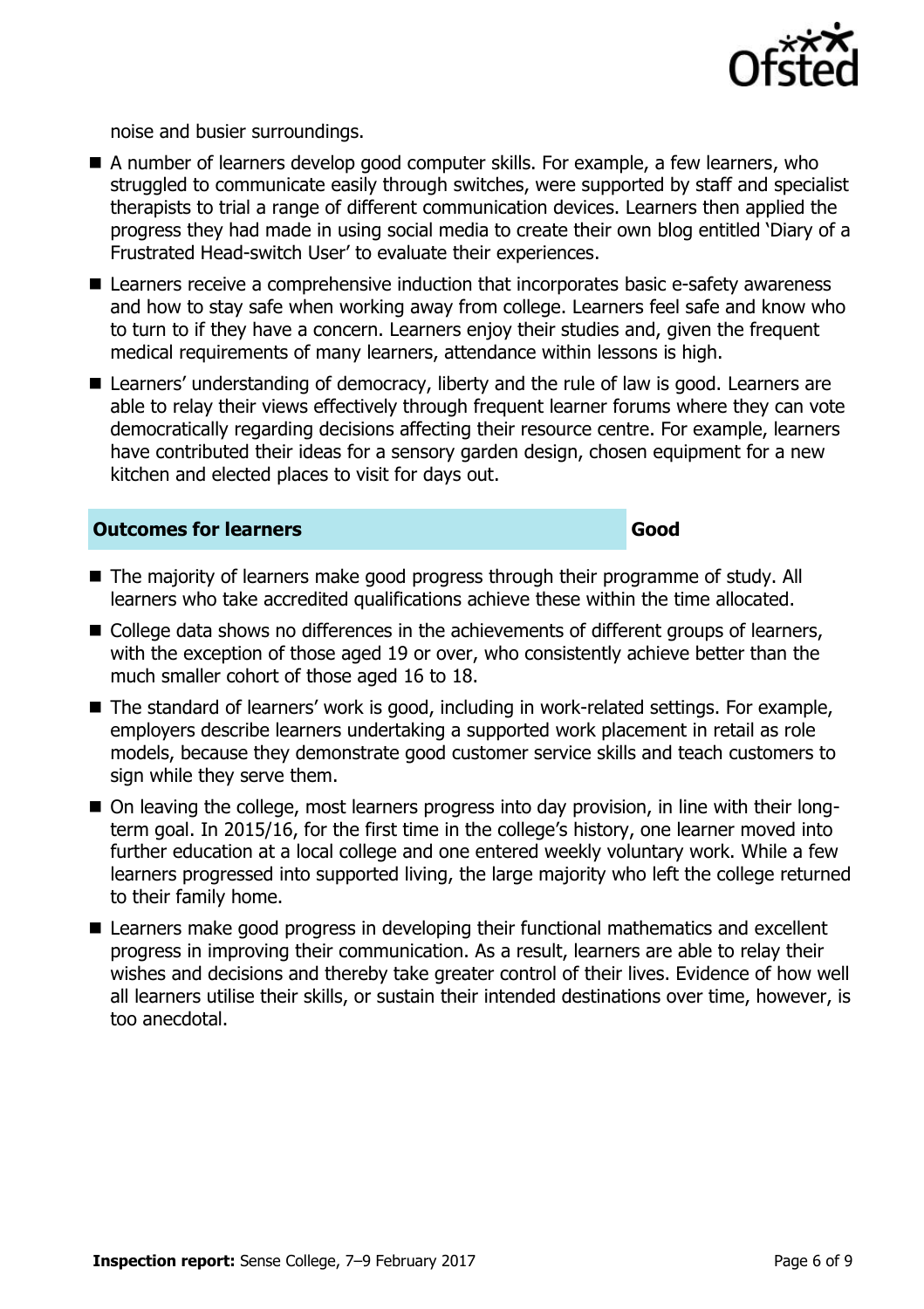noise and busier surroundings.

- A number of learners develop good computer skills. For example, a few learners, who struggled to communicate easily through switches, were supported by staff and specialist therapists to trial a range of different communication devices. Learners then applied the progress they had made in using social media to create their own blog entitled 'Diary of a Frustrated Head-switch User' to evaluate their experiences.
- Learners receive a comprehensive induction that incorporates basic e-safety awareness and how to stay safe when working away from college. Learners feel safe and know who to turn to if they have a concern. Learners enjoy their studies and, given the frequent medical requirements of many learners, attendance within lessons is high.
- Learners' understanding of democracy, liberty and the rule of law is good. Learners are able to relay their views effectively through frequent learner forums where they can vote democratically regarding decisions affecting their resource centre. For example, learners have contributed their ideas for a sensory garden design, chosen equipment for a new kitchen and elected places to visit for days out.

## Outcomes for learners — Good

- The majority of learners make good progress through their programme of study. All learners who take accredited qualifications achieve these within the time allocated.
- College data shows no differences in the achievements of different groups of learners, with the exception of those aged 19 or over, who consistently achieve better than the much smaller cohort of those aged 16 to 18.
- The standard of learners' work is good, including in work-related settings. For example, employers describe learners undertaking a supported work placement in retail as role models, because they demonstrate good customer service skills and teach customers to sign while they serve them.
- On leaving the college, most learners progress into day provision, in line with their long-term goal. In 2015/16, for the first time in the college's history, one learner moved into further education at a local college and one entered weekly voluntary work. While a few learners progressed into supported living, the large majority who left the college returned to their family home.
- Learners make good progress in developing their functional mathematics and excellent progress in improving their communication. As a result, learners are able to relay their wishes and decisions and thereby take greater control of their lives. Evidence of how well all learners utilise their skills, or sustain their intended destinations over time, however, is too anecdotal.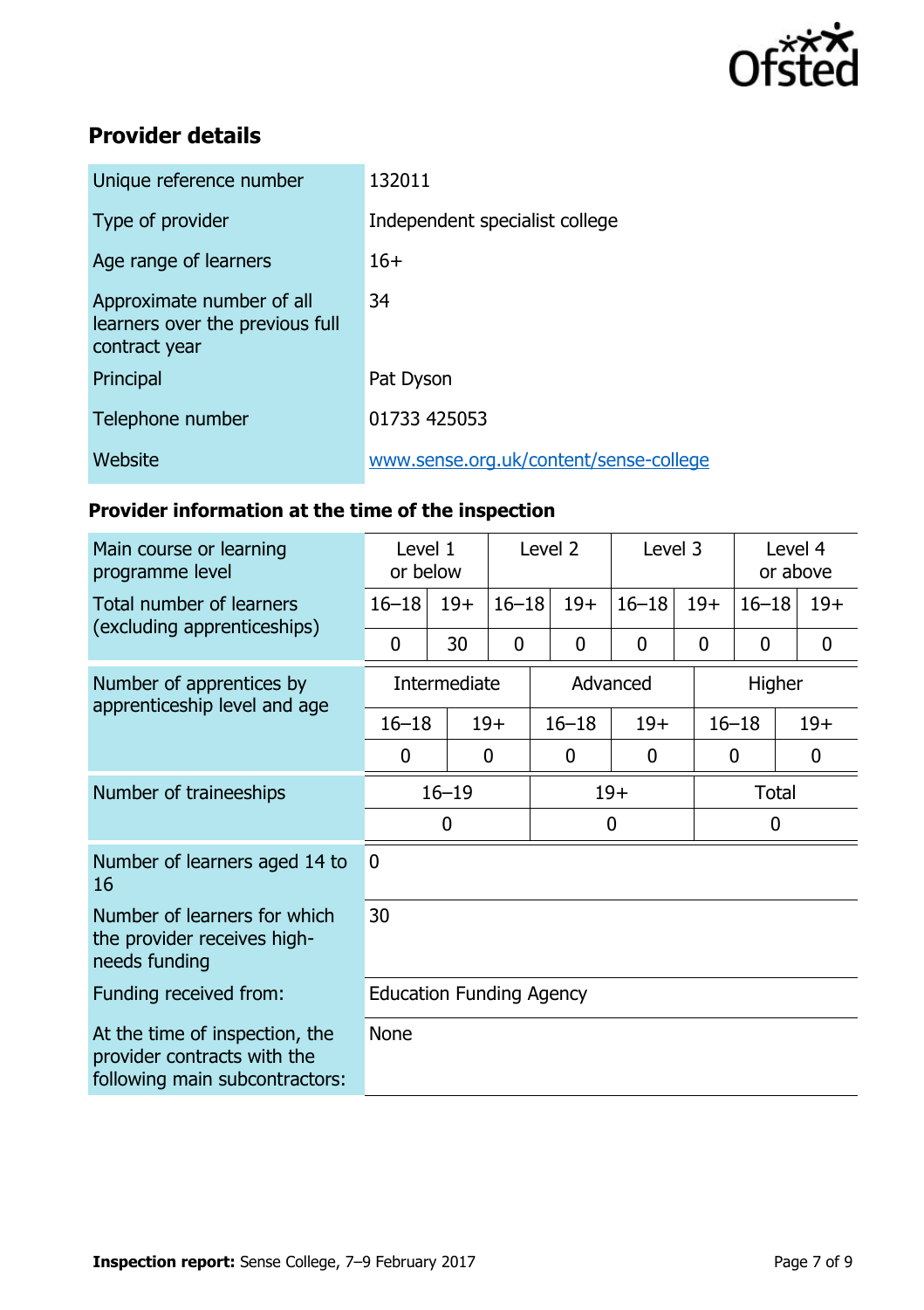## Provider details

| | |
|---|---|
| Unique reference number | 132011 |
| Type of provider | Independent specialist college |
| Age range of learners | 16+ |
| Approximate number of all learners over the previous full contract year | 34 |
| Principal | Pat Dyson |
| Telephone number | 01733 425053 |
| Website | [www.sense.org.uk/content/sense-college](www.sense.org.uk/content/sense-college) |

### Provider information at the time of the inspection

| Main course or learning programme level | Level 1 or below | | Level 2 | | Level 3 | | Level 4 or above | |
|---|---|---|---|---|---|---|---|---|
| Total number of learners (excluding apprenticeships) | 16–18 | 19+ | 16–18 | 19+ | 16–18 | 19+ | 16–18 | 19+ |
| | 0 | 30 | 0 | 0 | 0 | 0 | 0 | 0 |

| Number of apprentices by apprenticeship level and age | Intermediate | | Advanced | | Higher | |
|---|---|---|---|---|---|---|
| | 16–18 | 19+ | 16–18 | 19+ | 16–18 | 19+ |
| | 0 | 0 | 0 | 0 | 0 | 0 |

| Number of traineeships | 16–19 | 19+ | Total |
|---|---|---|---|
| | 0 | 0 | 0 |

| | |
|---|---|
| Number of learners aged 14 to 16 | 0 |
| Number of learners for which the provider receives high-needs funding | 30 |
| Funding received from: | Education Funding Agency |
| At the time of inspection, the provider contracts with the following main subcontractors: | None |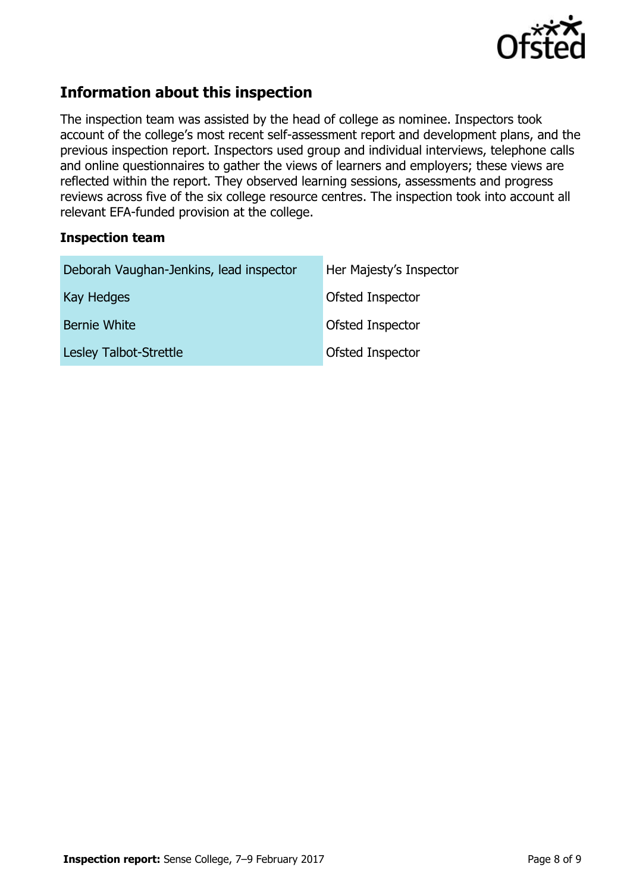## Information about this inspection

The inspection team was assisted by the head of college as nominee. Inspectors took account of the college's most recent self-assessment report and development plans, and the previous inspection report. Inspectors used group and individual interviews, telephone calls and online questionnaires to gather the views of learners and employers; these views are reflected within the report. They observed learning sessions, assessments and progress reviews across five of the six college resource centres. The inspection took into account all relevant EFA-funded provision at the college.

### Inspection team

| | |
|---|---|
| Deborah Vaughan-Jenkins, lead inspector | Her Majesty's Inspector |
| Kay Hedges | Ofsted Inspector |
| Bernie White | Ofsted Inspector |
| Lesley Talbot-Strettle | Ofsted Inspector |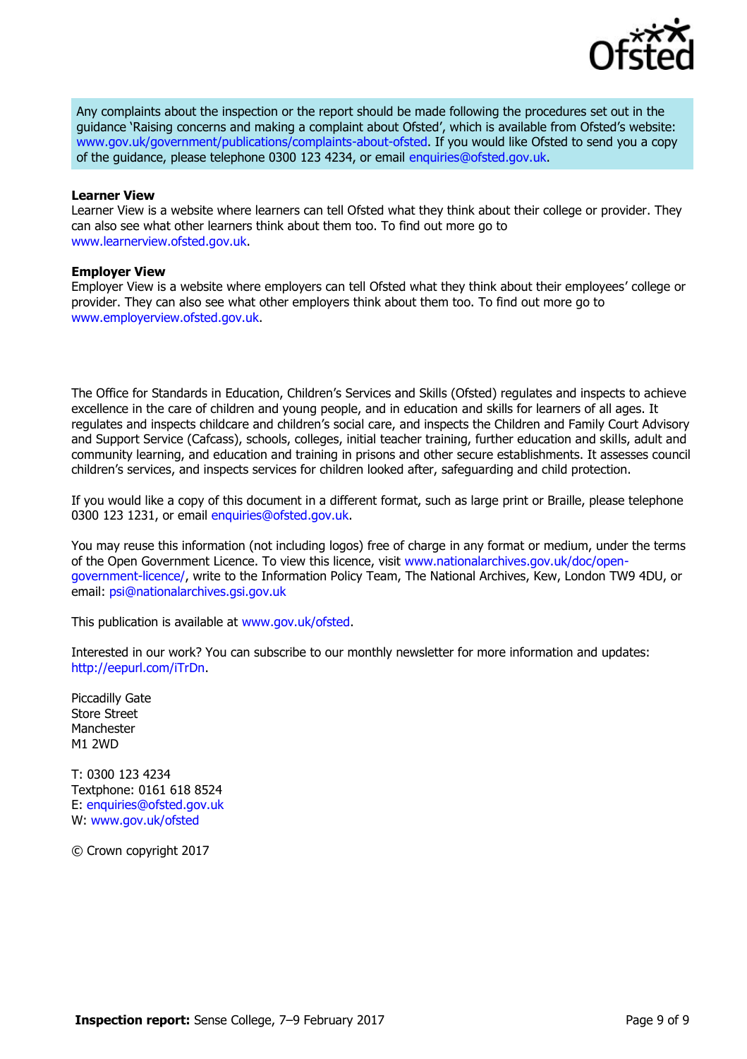Any complaints about the inspection or the report should be made following the procedures set out in the guidance 'Raising concerns and making a complaint about Ofsted', which is available from Ofsted's website: www.gov.uk/government/publications/complaints-about-ofsted. If you would like Ofsted to send you a copy of the guidance, please telephone 0300 123 4234, or email enquiries@ofsted.gov.uk.

**Learner View**
Learner View is a website where learners can tell Ofsted what they think about their college or provider. They can also see what other learners think about them too. To find out more go to www.learnerview.ofsted.gov.uk.

**Employer View**
Employer View is a website where employers can tell Ofsted what they think about their employees' college or provider. They can also see what other employers think about them too. To find out more go to www.employerview.ofsted.gov.uk.

The Office for Standards in Education, Children's Services and Skills (Ofsted) regulates and inspects to achieve excellence in the care of children and young people, and in education and skills for learners of all ages. It regulates and inspects childcare and children's social care, and inspects the Children and Family Court Advisory and Support Service (Cafcass), schools, colleges, initial teacher training, further education and skills, adult and community learning, and education and training in prisons and other secure establishments. It assesses council children's services, and inspects services for children looked after, safeguarding and child protection.

If you would like a copy of this document in a different format, such as large print or Braille, please telephone 0300 123 1231, or email enquiries@ofsted.gov.uk.

You may reuse this information (not including logos) free of charge in any format or medium, under the terms of the Open Government Licence. To view this licence, visit www.nationalarchives.gov.uk/doc/open-government-licence/, write to the Information Policy Team, The National Archives, Kew, London TW9 4DU, or email: psi@nationalarchives.gsi.gov.uk

This publication is available at www.gov.uk/ofsted.

Interested in our work? You can subscribe to our monthly newsletter for more information and updates: http://eepurl.com/iTrDn.

Piccadilly Gate
Store Street
Manchester
M1 2WD

T: 0300 123 4234
Textphone: 0161 618 8524
E: enquiries@ofsted.gov.uk
W: www.gov.uk/ofsted

© Crown copyright 2017